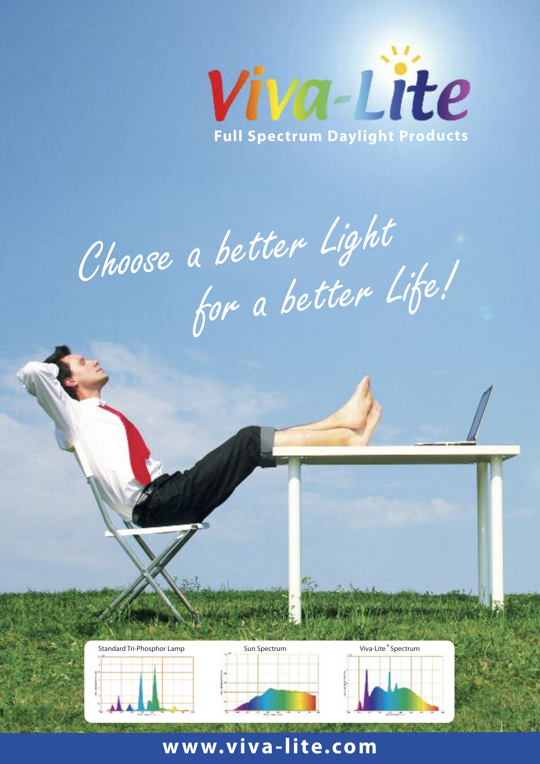# Viva-Lite

**Full Spectrum Daylight Products**

*Choose a better Light for a better Life!*

Standard Tri-Phosphor Lamp

Sun Spectrum

Viva-Lite® Spectrum

**www.viva-lite.com**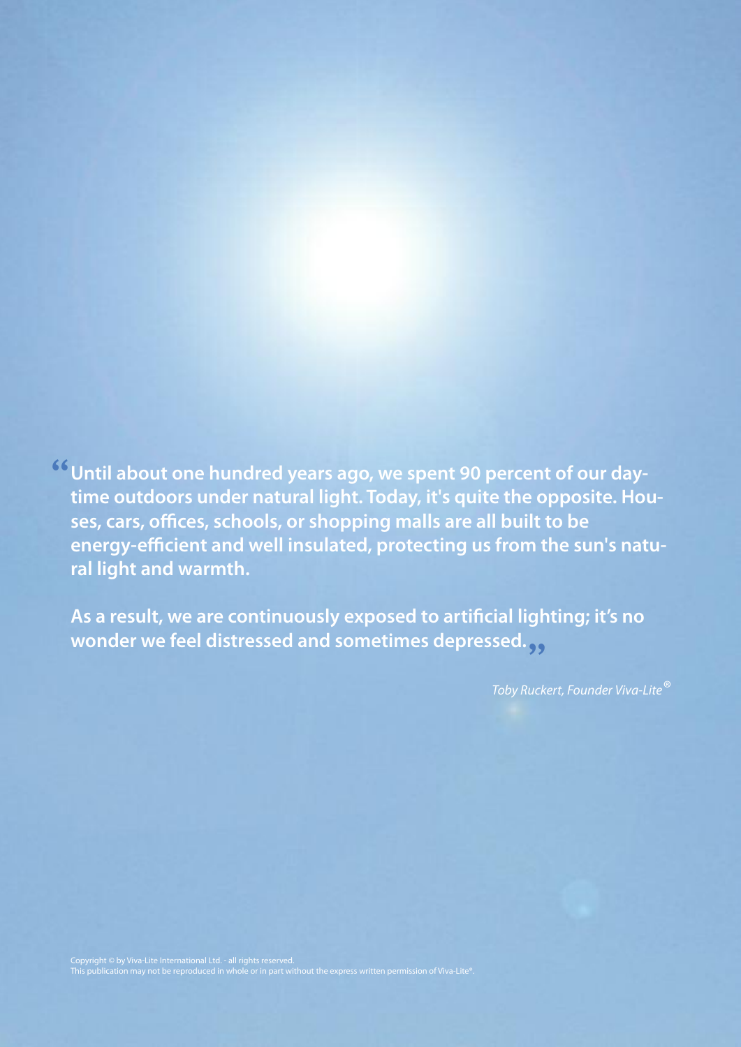**"Until about one hundred years ago, we spent 90 percent of our daytime outdoors under natural light. Today, it's quite the opposite. Houses, cars, offices, schools, or shopping malls are all built to be energy-efficient and well insulated, protecting us from the sun's natural light and warmth.**

**As a result, we are continuously exposed to artificial lighting; it's no wonder we feel distressed and sometimes depressed."**

*Toby Ruckert, Founder Viva-Lite®*

Copyright © by Viva-Lite International Ltd. - all rights reserved.
This publication may not be reproduced in whole or in part without the express written permission of Viva-Lite®.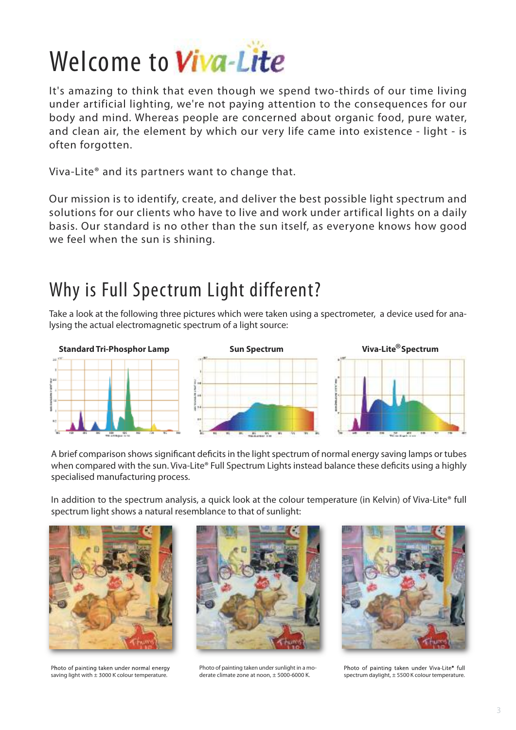# Welcome to Viva-Lite

It's amazing to think that even though we spend two-thirds of our time living under artificial lighting, we're not paying attention to the consequences for our body and mind. Whereas people are concerned about organic food, pure water, and clean air, the element by which our very life came into existence - light - is often forgotten.

Viva-Lite® and its partners want to change that.

Our mission is to identify, create, and deliver the best possible light spectrum and solutions for our clients who have to live and work under artifical lights on a daily basis. Our standard is no other than the sun itself, as everyone knows how good we feel when the sun is shining.

## Why is Full Spectrum Light different?

Take a look at the following three pictures which were taken using a spectrometer, a device used for analysing the actual electromagnetic spectrum of a light source:

**Standard Tri-Phosphor Lamp**

**Sun Spectrum**

**Viva-Lite® Spectrum**

A brief comparison shows significant deficits in the light spectrum of normal energy saving lamps or tubes when compared with the sun. Viva-Lite® Full Spectrum Lights instead balance these deficits using a highly specialised manufacturing process.

In addition to the spectrum analysis, a quick look at the colour temperature (in Kelvin) of Viva-Lite® full spectrum light shows a natural resemblance to that of sunlight:

Photo of painting taken under normal energy saving light with ± 3000 K colour temperature.

Photo of painting taken under sunlight in a moderate climate zone at noon, ± 5000-6000 K.

Photo of painting taken under Viva-Lite® full spectrum daylight, ± 5500 K colour temperature.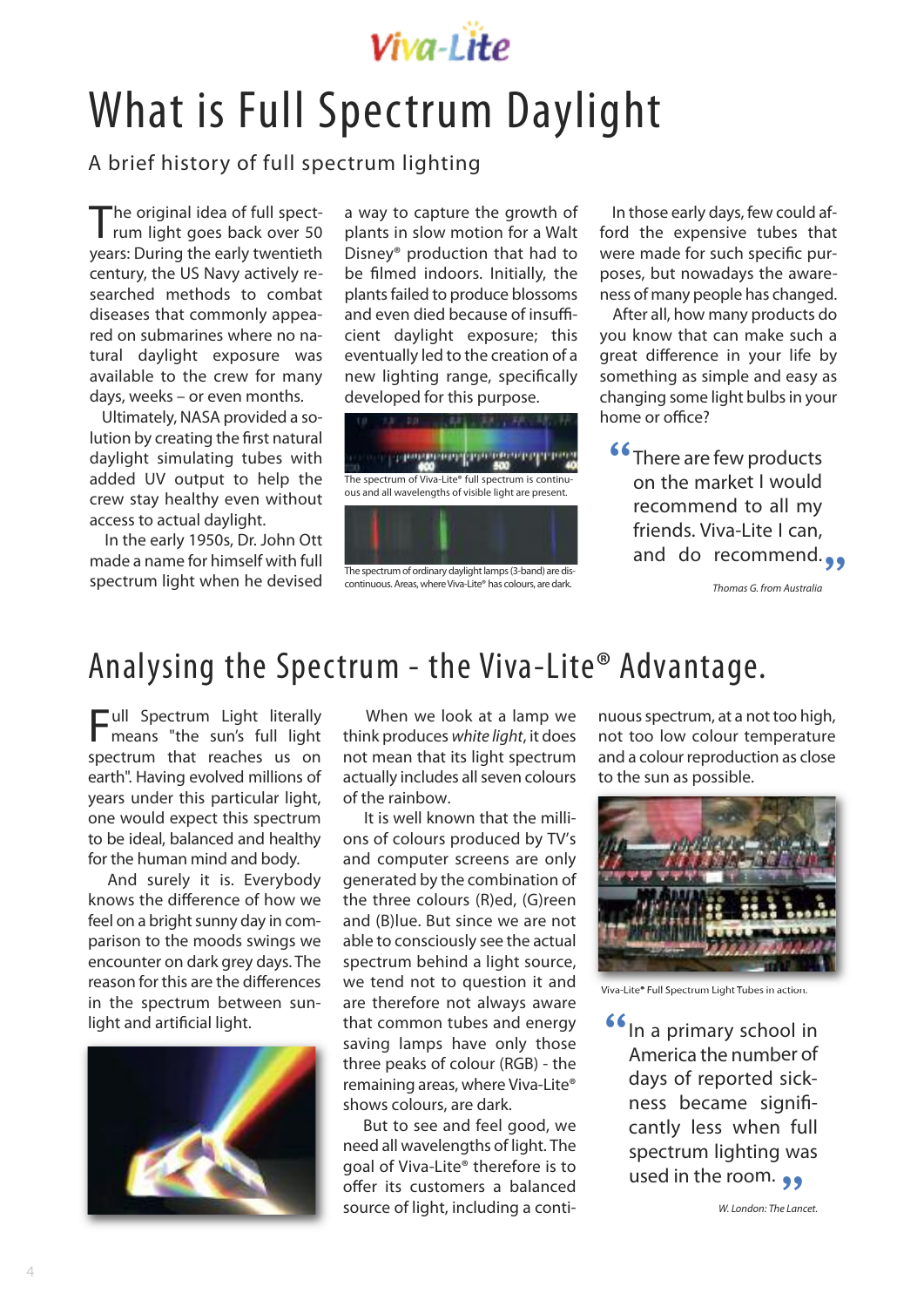Viva-Lite

# What is Full Spectrum Daylight

## A brief history of full spectrum lighting

The original idea of full spectrum light goes back over 50 years: During the early twentieth century, the US Navy actively researched methods to combat diseases that commonly appeared on submarines where no natural daylight exposure was available to the crew for many days, weeks – or even months.

Ultimately, NASA provided a solution by creating the first natural daylight simulating tubes with added UV output to help the crew stay healthy even without access to actual daylight.

In the early 1950s, Dr. John Ott made a name for himself with full spectrum light when he devised a way to capture the growth of plants in slow motion for a Walt Disney® production that had to be filmed indoors. Initially, the plants failed to produce blossoms and even died because of insufficient daylight exposure; this eventually led to the creation of a new lighting range, specifically developed for this purpose.

The spectrum of Viva-Lite® full spectrum is continuous and all wavelengths of visible light are present.

The spectrum of ordinary daylight lamps (3-band) are discontinuous. Areas, where Viva-Lite® has colours, are dark.

In those early days, few could afford the expensive tubes that were made for such specific purposes, but nowadays the awareness of many people has changed.

After all, how many products do you know that can make such a great difference in your life by something as simple and easy as changing some light bulbs in your home or office?

> "There are few products on the market I would recommend to all my friends. Viva-Lite I can, and do recommend."
>
> *Thomas G. from Australia*

# Analysing the Spectrum - the Viva-Lite® Advantage.

Full Spectrum Light literally means "the sun's full light spectrum that reaches us on earth". Having evolved millions of years under this particular light, one would expect this spectrum to be ideal, balanced and healthy for the human mind and body.

And surely it is. Everybody knows the difference of how we feel on a bright sunny day in comparison to the moods swings we encounter on dark grey days. The reason for this are the differences in the spectrum between sunlight and artificial light.

When we look at a lamp we think produces *white light*, it does not mean that its light spectrum actually includes all seven colours of the rainbow.

It is well known that the millions of colours produced by TV's and computer screens are only generated by the combination of the three colours (R)ed, (G)reen and (B)lue. But since we are not able to consciously see the actual spectrum behind a light source, we tend not to question it and are therefore not always aware that common tubes and energy saving lamps have only those three peaks of colour (RGB) - the remaining areas, where Viva-Lite® shows colours, are dark.

But to see and feel good, we need all wavelengths of light. The goal of Viva-Lite® therefore is to offer its customers a balanced source of light, including a continuous spectrum, at a not too high, not too low colour temperature and a colour reproduction as close to the sun as possible.

Viva-Lite® Full Spectrum Light Tubes in action.

> "In a primary school in America the number of days of reported sickness became significantly less when full spectrum lighting was used in the room."
>
> *W. London: The Lancet.*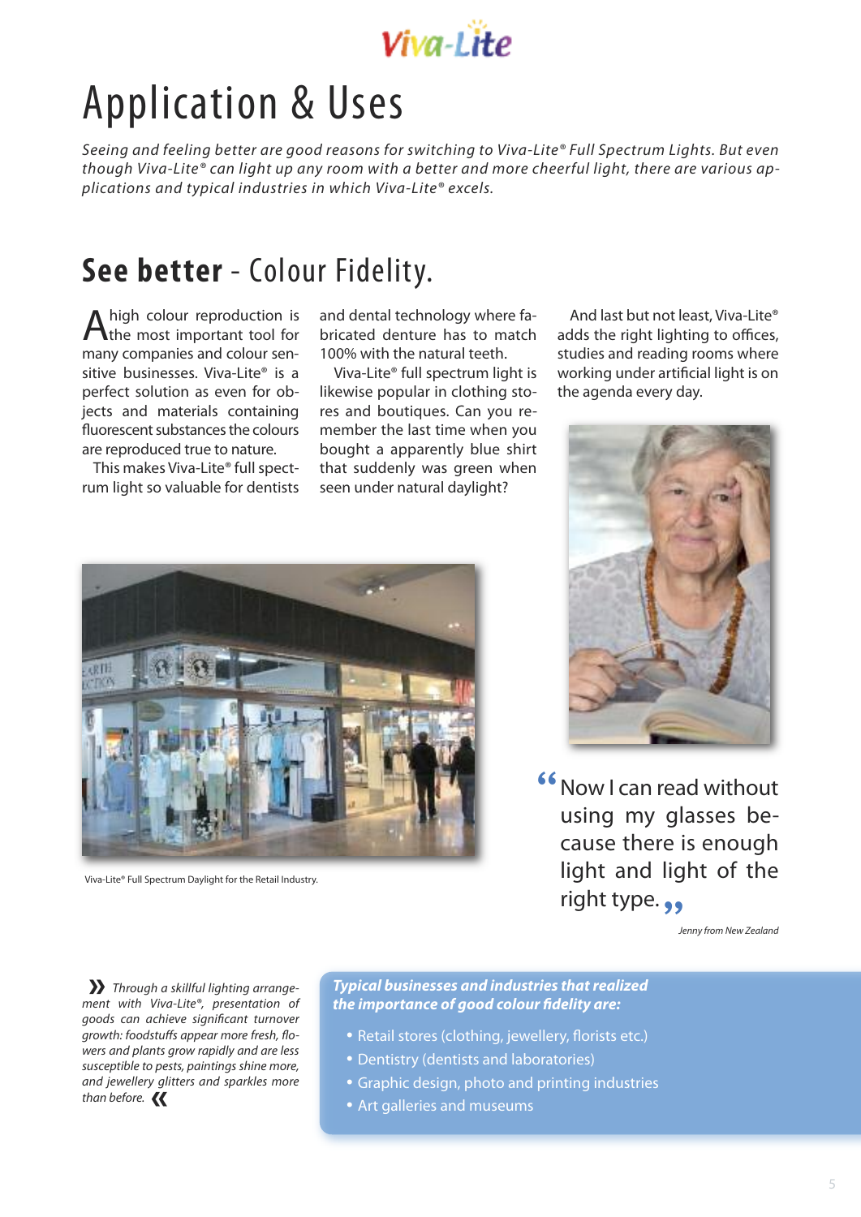Viva-Lite

# Application & Uses

*Seeing and feeling better are good reasons for switching to Viva-Lite® Full Spectrum Lights. But even though Viva-Lite® can light up any room with a better and more cheerful light, there are various applications and typical industries in which Viva-Lite® excels.*

## **See better** - Colour Fidelity.

A high colour reproduction is the most important tool for many companies and colour sensitive businesses. Viva-Lite® is a perfect solution as even for objects and materials containing fluorescent substances the colours are reproduced true to nature.

This makes Viva-Lite® full spectrum light so valuable for dentists and dental technology where fabricated denture has to match 100% with the natural teeth.

Viva-Lite® full spectrum light is likewise popular in clothing stores and boutiques. Can you remember the last time when you bought a apparently blue shirt that suddenly was green when seen under natural daylight?

And last but not least, Viva-Lite® adds the right lighting to offices, studies and reading rooms where working under artificial light is on the agenda every day.

Viva-Lite® Full Spectrum Daylight for the Retail Industry.

"Now I can read without using my glasses because there is enough light and light of the right type."

*Jenny from New Zealand*

*Through a skillful lighting arrangement with Viva-Lite®, presentation of goods can achieve significant turnover growth: foodstuffs appear more fresh, flowers and plants grow rapidly and are less susceptible to pests, paintings shine more, and jewellery glitters and sparkles more than before.*

***Typical businesses and industries that realized the importance of good colour fidelity are:***

- Retail stores (clothing, jewellery, florists etc.)
- Dentistry (dentists and laboratories)
- Graphic design, photo and printing industries
- Art galleries and museums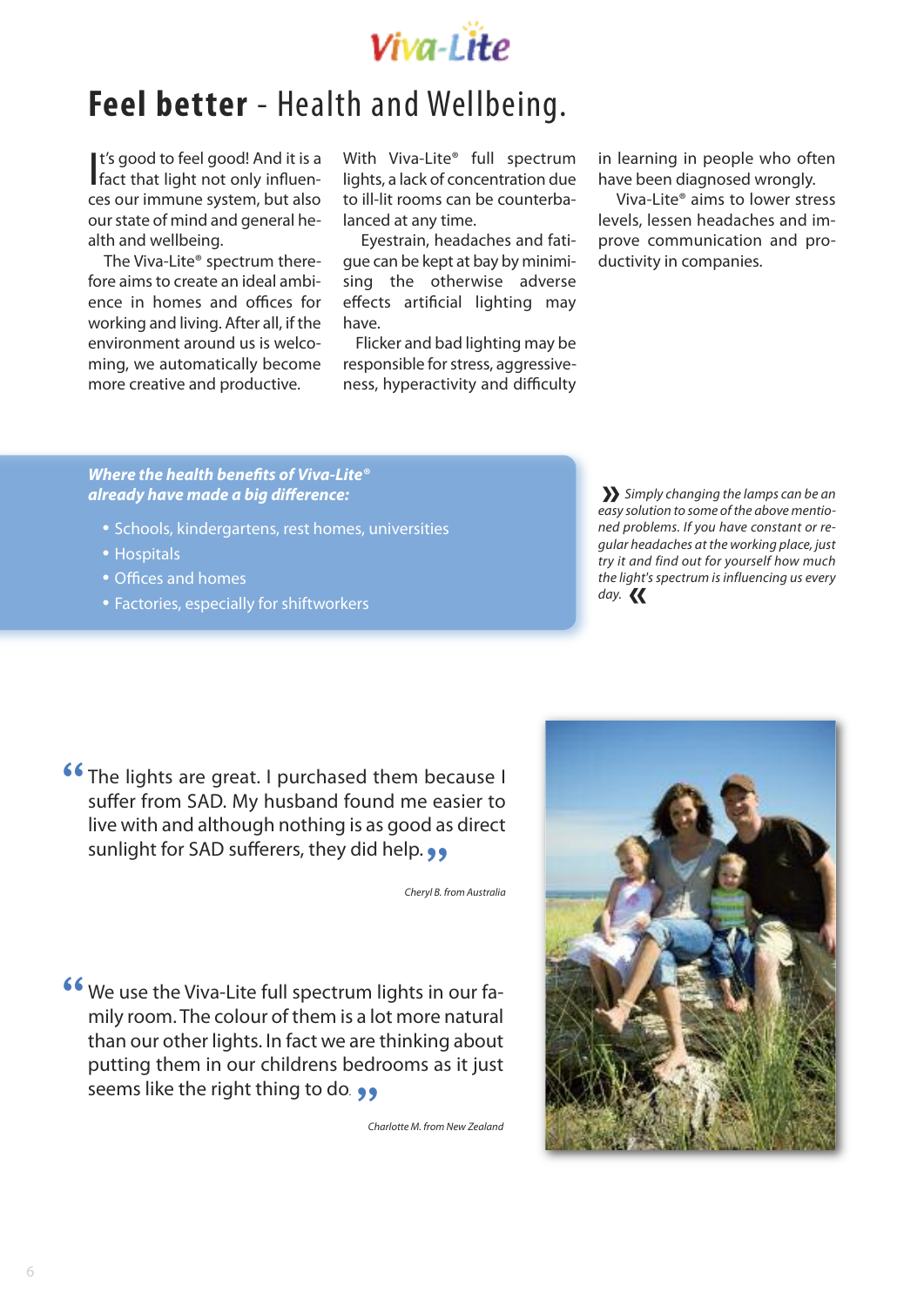Viva-Lite

# **Feel better** - Health and Wellbeing.

It's good to feel good! And it is a fact that light not only influences our immune system, but also our state of mind and general health and wellbeing.

The Viva-Lite® spectrum therefore aims to create an ideal ambience in homes and offices for working and living. After all, if the environment around us is welcoming, we automatically become more creative and productive.

With Viva-Lite® full spectrum lights, a lack of concentration due to ill-lit rooms can be counterbalanced at any time.

Eyestrain, headaches and fatigue can be kept at bay by minimising the otherwise adverse effects artificial lighting may have.

Flicker and bad lighting may be responsible for stress, aggressiveness, hyperactivity and difficulty in learning in people who often have been diagnosed wrongly.

Viva-Lite® aims to lower stress levels, lessen headaches and improve communication and productivity in companies.

***Where the health benefits of Viva-Lite® already have made a big difference:***

- Schools, kindergartens, rest homes, universities
- Hospitals
- Offices and homes
- Factories, especially for shiftworkers

*» Simply changing the lamps can be an easy solution to some of the above mentioned problems. If you have constant or regular headaches at the working place, just try it and find out for yourself how much the light's spectrum is influencing us every day. «*

“The lights are great. I purchased them because I suffer from SAD. My husband found me easier to live with and although nothing is as good as direct sunlight for SAD sufferers, they did help.”

*Cheryl B. from Australia*

“We use the Viva-Lite full spectrum lights in our family room. The colour of them is a lot more natural than our other lights. In fact we are thinking about putting them in our childrens bedrooms as it just seems like the right thing to do.”

*Charlotte M. from New Zealand*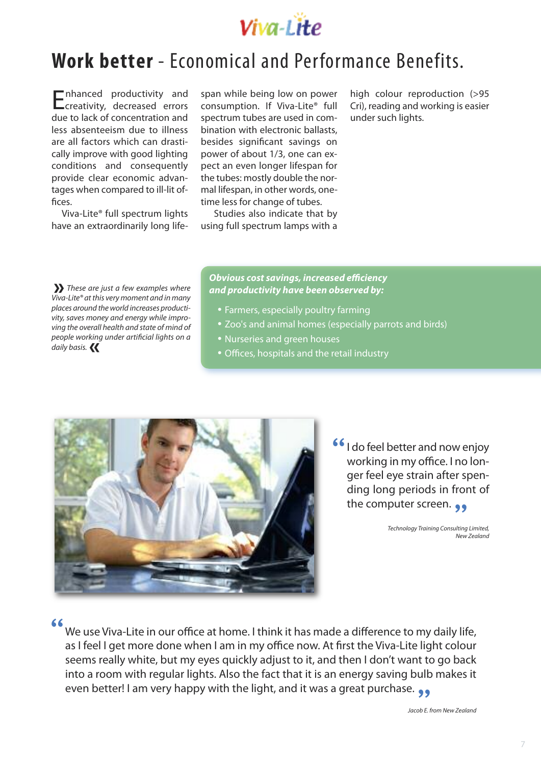Viva-Lite

# **Work better** - Economical and Performance Benefits.

Enhanced productivity and creativity, decreased errors due to lack of concentration and less absenteeism due to illness are all factors which can drastically improve with good lighting conditions and consequently provide clear economic advantages when compared to ill-lit offices.

Viva-Lite® full spectrum lights have an extraordinarily long lifespan while being low on power consumption. If Viva-Lite® full spectrum tubes are used in combination with electronic ballasts, besides significant savings on power of about 1/3, one can expect an even longer lifespan for the tubes: mostly double the normal lifespan, in other words, one-time less for change of tubes.

Studies also indicate that by using full spectrum lamps with a high colour reproduction (>95 Cri), reading and working is easier under such lights.

*These are just a few examples where Viva-Lite® at this very moment and in many places around the world increases productivity, saves money and energy while improving the overall health and state of mind of people working under artificial lights on a daily basis.*

***Obvious cost savings, increased efficiency and productivity have been observed by:***

- Farmers, especially poultry farming
- Zoo's and animal homes (especially parrots and birds)
- Nurseries and green houses
- Offices, hospitals and the retail industry

"I do feel better and now enjoy working in my office. I no longer feel eye strain after spending long periods in front of the computer screen."

*Technology Training Consulting Limited, New Zealand*

"We use Viva-Lite in our office at home. I think it has made a difference to my daily life, as I feel I get more done when I am in my office now. At first the Viva-Lite light colour seems really white, but my eyes quickly adjust to it, and then I don't want to go back into a room with regular lights. Also the fact that it is an energy saving bulb makes it even better! I am very happy with the light, and it was a great purchase."

*Jacob E. from New Zealand*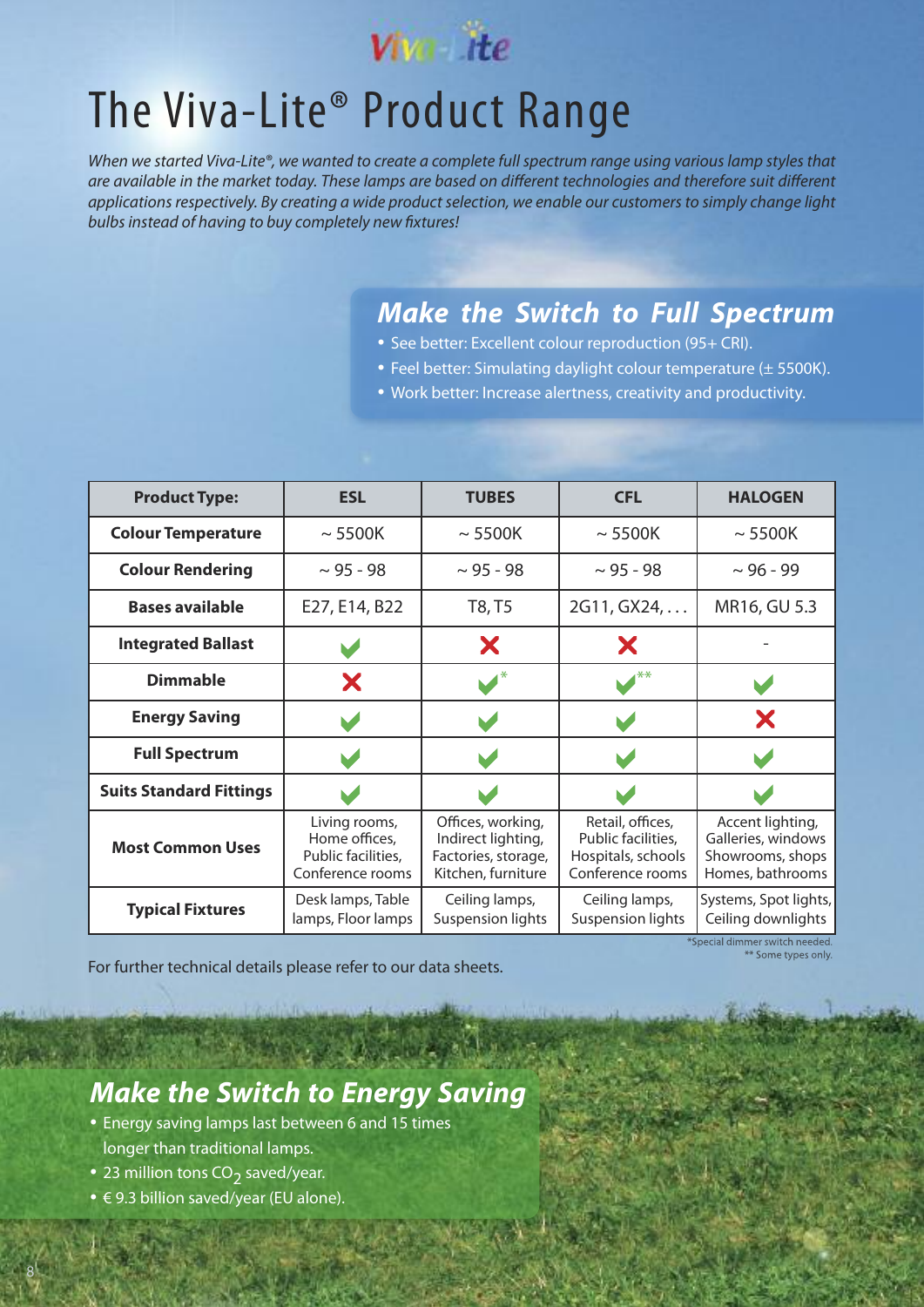# The Viva-Lite® Product Range

*When we started Viva-Lite®, we wanted to create a complete full spectrum range using various lamp styles that are available in the market today. These lamps are based on different technologies and therefore suit different applications respectively. By creating a wide product selection, we enable our customers to simply change light bulbs instead of having to buy completely new fixtures!*

## Make the Switch to Full Spectrum

- See better: Excellent colour reproduction (95+ CRI).
- Feel better: Simulating daylight colour temperature (± 5500K).
- Work better: Increase alertness, creativity and productivity.

| Product Type: | ESL | TUBES | CFL | HALOGEN |
|---|---|---|---|---|
| Colour Temperature | ~ 5500K | ~ 5500K | ~ 5500K | ~ 5500K |
| Colour Rendering | ~ 95 - 98 | ~ 95 - 98 | ~ 95 - 98 | ~ 96 - 99 |
| Bases available | E27, E14, B22 | T8, T5 | 2G11, GX24, . . . | MR16, GU 5.3 |
| Integrated Ballast | ✔ | ✘ | ✘ | - |
| Dimmable | ✘ | ✔* | ✔** | ✔ |
| Energy Saving | ✔ | ✔ | ✔ | ✘ |
| Full Spectrum | ✔ | ✔ | ✔ | ✔ |
| Suits Standard Fittings | ✔ | ✔ | ✔ | ✔ |
| Most Common Uses | Living rooms, Home offices, Public facilities, Conference rooms | Offices, working, Indirect lighting, Factories, storage, Kitchen, furniture | Retail, offices, Public facilities, Hospitals, schools Conference rooms | Accent lighting, Galleries, windows Showrooms, shops Homes, bathrooms |
| Typical Fixtures | Desk lamps, Table lamps, Floor lamps | Ceiling lamps, Suspension lights | Ceiling lamps, Suspension lights | Systems, Spot lights, Ceiling downlights |

*Special dimmer switch needed.
** Some types only.

For further technical details please refer to our data sheets.

## Make the Switch to Energy Saving

- Energy saving lamps last between 6 and 15 times longer than traditional lamps.
- 23 million tons $CO_2$ saved/year.
- € 9.3 billion saved/year (EU alone).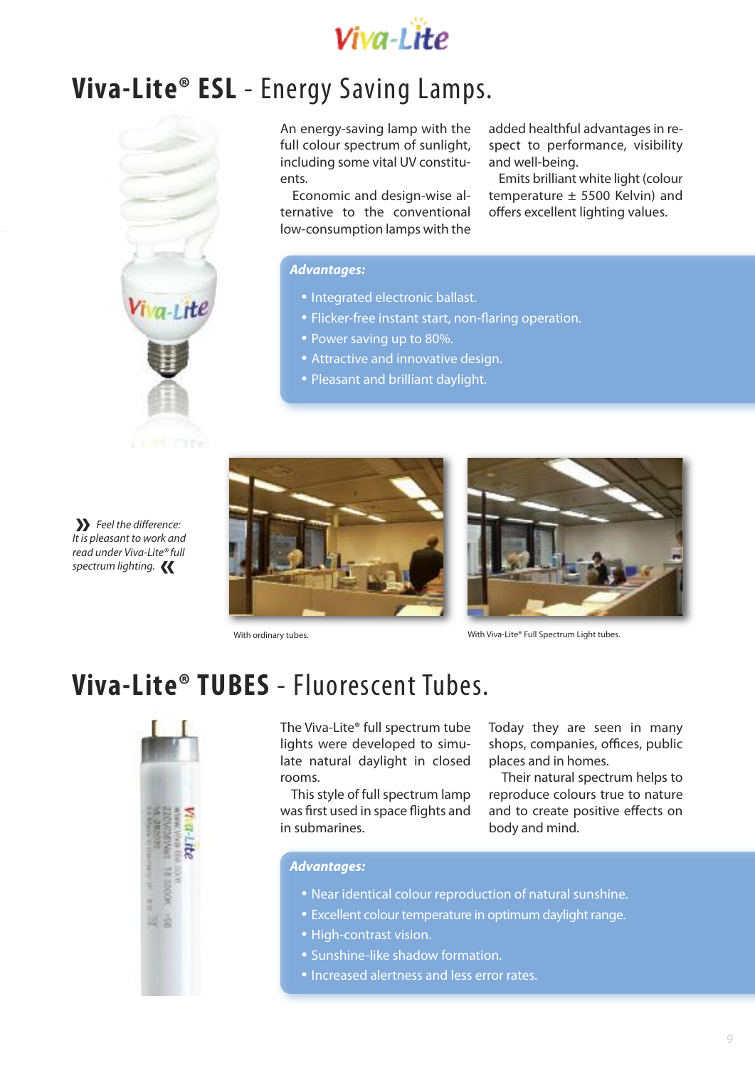# Viva-Lite® ESL - Energy Saving Lamps.

An energy-saving lamp with the full colour spectrum of sunlight, including some vital UV constituents.

Economic and design-wise alternative to the conventional low-consumption lamps with the added healthful advantages in respect to performance, visibility and well-being.

Emits brilliant white light (colour temperature ± 5500 Kelvin) and offers excellent lighting values.

***Advantages:***

- Integrated electronic ballast.
- Flicker-free instant start, non-flaring operation.
- Power saving up to 80%.
- Attractive and innovative design.
- Pleasant and brilliant daylight.

*» Feel the difference: It is pleasant to work and read under Viva-Lite® full spectrum lighting. «*

With ordinary tubes.

With Viva-Lite® Full Spectrum Light tubes.

# Viva-Lite® TUBES - Fluorescent Tubes.

The Viva-Lite® full spectrum tube lights were developed to simulate natural daylight in closed rooms.

This style of full spectrum lamp was first used in space flights and in submarines.

Today they are seen in many shops, companies, offices, public places and in homes.

Their natural spectrum helps to reproduce colours true to nature and to create positive effects on body and mind.

***Advantages:***

- Near identical colour reproduction of natural sunshine.
- Excellent colour temperature in optimum daylight range.
- High-contrast vision.
- Sunshine-like shadow formation.
- Increased alertness and less error rates.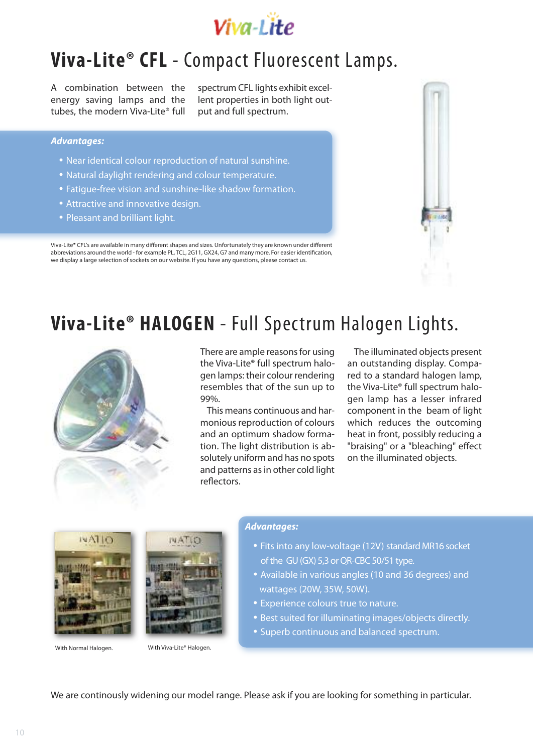# Viva-Lite® CFL - Compact Fluorescent Lamps.

A combination between the energy saving lamps and the tubes, the modern Viva-Lite® full spectrum CFL lights exhibit excellent properties in both light output and full spectrum.

***Advantages:***

- Near identical colour reproduction of natural sunshine.
- Natural daylight rendering and colour temperature.
- Fatigue-free vision and sunshine-like shadow formation.
- Attractive and innovative design.
- Pleasant and brilliant light.

Viva-Lite® CFL's are available in many different shapes and sizes. Unfortunately they are known under different abbreviations around the world - for example PL, TCL, 2G11, GX24, G7 and many more. For easier identification, we display a large selection of sockets on our website. If you have any questions, please contact us.

# Viva-Lite® HALOGEN - Full Spectrum Halogen Lights.

There are ample reasons for using the Viva-Lite® full spectrum halogen lamps: their colour rendering resembles that of the sun up to 99%.

This means continuous and harmonious reproduction of colours and an optimum shadow formation. The light distribution is absolutely uniform and has no spots and patterns as in other cold light reflectors.

The illuminated objects present an outstanding display. Compared to a standard halogen lamp, the Viva-Lite® full spectrum halogen lamp has a lesser infrared component in the beam of light which reduces the outcoming heat in front, possibly reducing a "braising" or a "bleaching" effect on the illuminated objects.

With Normal Halogen.

With Viva-Lite® Halogen.

***Advantages:***

- Fits into any low-voltage (12V) standard MR16 socket of the GU (GX) 5,3 or QR-CBC 50/51 type.
- Available in various angles (10 and 36 degrees) and wattages (20W, 35W, 50W).
- Experience colours true to nature.
- Best suited for illuminating images/objects directly.
- Superb continuous and balanced spectrum.

We are continously widening our model range. Please ask if you are looking for something in particular.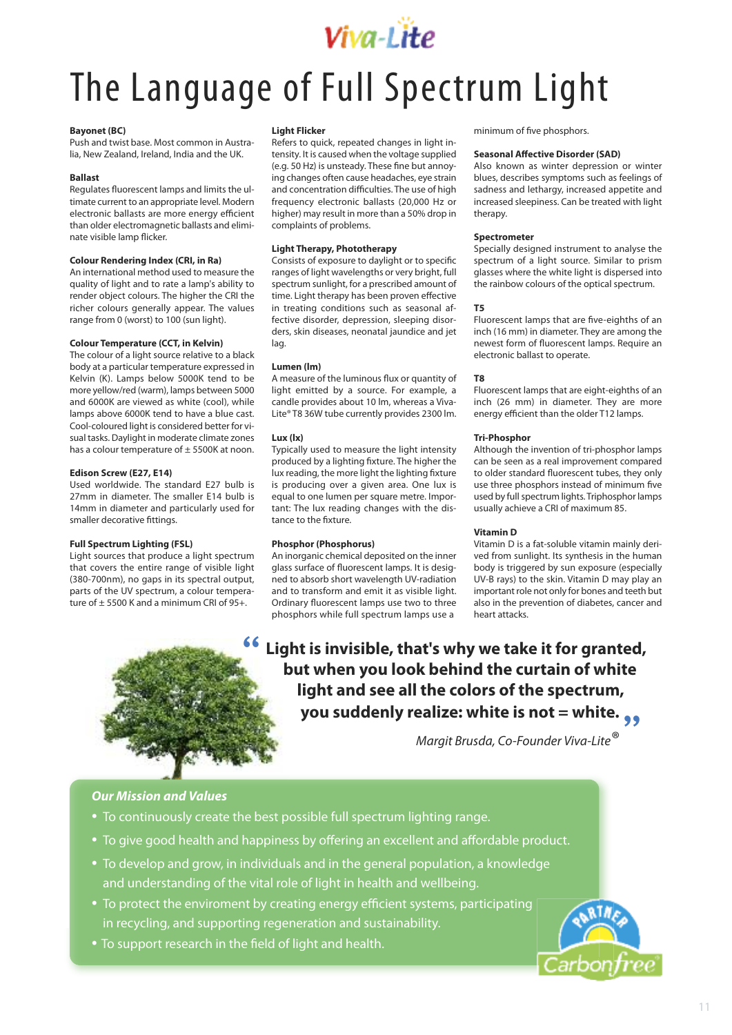Viva-Lite

# The Language of Full Spectrum Light

**Bayonet (BC)**
Push and twist base. Most common in Australia, New Zealand, Ireland, India and the UK.

**Ballast**
Regulates fluorescent lamps and limits the ultimate current to an appropriate level. Modern electronic ballasts are more energy efficient than older electromagnetic ballasts and eliminate visible lamp flicker.

**Colour Rendering Index (CRI, in Ra)**
An international method used to measure the quality of light and to rate a lamp's ability to render object colours. The higher the CRI the richer colours generally appear. The values range from 0 (worst) to 100 (sun light).

**Colour Temperature (CCT, in Kelvin)**
The colour of a light source relative to a black body at a particular temperature expressed in Kelvin (K). Lamps below 5000K tend to be more yellow/red (warm), lamps between 5000 and 6000K are viewed as white (cool), while lamps above 6000K tend to have a blue cast. Cool-coloured light is considered better for visual tasks. Daylight in moderate climate zones has a colour temperature of ± 5500K at noon.

**Edison Screw (E27, E14)**
Used worldwide. The standard E27 bulb is 27mm in diameter. The smaller E14 bulb is 14mm in diameter and particularly used for smaller decorative fittings.

**Full Spectrum Lighting (FSL)**
Light sources that produce a light spectrum that covers the entire range of visible light (380-700nm), no gaps in its spectral output, parts of the UV spectrum, a colour temperature of ± 5500 K and a minimum CRI of 95+.

**Light Flicker**
Refers to quick, repeated changes in light intensity. It is caused when the voltage supplied (e.g. 50 Hz) is unsteady. These fine but annoying changes often cause headaches, eye strain and concentration difficulties. The use of high frequency electronic ballasts (20,000 Hz or higher) may result in more than a 50% drop in complaints of problems.

**Light Therapy, Phototherapy**
Consists of exposure to daylight or to specific ranges of light wavelengths or very bright, full spectrum sunlight, for a prescribed amount of time. Light therapy has been proven effective in treating conditions such as seasonal affective disorder, depression, sleeping disorders, skin diseases, neonatal jaundice and jet lag.

**Lumen (lm)**
A measure of the luminous flux or quantity of light emitted by a source. For example, a candle provides about 10 lm, whereas a Viva-Lite® T8 36W tube currently provides 2300 lm.

**Lux (lx)**
Typically used to measure the light intensity produced by a lighting fixture. The higher the lux reading, the more light the lighting fixture is producing over a given area. One lux is equal to one lumen per square metre. Important: The lux reading changes with the distance to the fixture.

**Phosphor (Phosphorus)**
An inorganic chemical deposited on the inner glass surface of fluorescent lamps. It is designed to absorb short wavelength UV-radiation and to transform and emit it as visible light. Ordinary fluorescent lamps use two to three phosphors while full spectrum lamps use a minimum of five phosphors.

**Seasonal Affective Disorder (SAD)**
Also known as winter depression or winter blues, describes symptoms such as feelings of sadness and lethargy, increased appetite and increased sleepiness. Can be treated with light therapy.

**Spectrometer**
Specially designed instrument to analyse the spectrum of a light source. Similar to prism glasses where the white light is dispersed into the rainbow colours of the optical spectrum.

**T5**
Fluorescent lamps that are five-eighths of an inch (16 mm) in diameter. They are among the newest form of fluorescent lamps. Require an electronic ballast to operate.

**T8**
Fluorescent lamps that are eight-eighths of an inch (26 mm) in diameter. They are more energy efficient than the older T12 lamps.

**Tri-Phosphor**
Although the invention of tri-phosphor lamps can be seen as a real improvement compared to older standard fluorescent tubes, they only use three phosphors instead of minimum five used by full spectrum lights. Triphosphor lamps usually achieve a CRI of maximum 85.

**Vitamin D**
Vitamin D is a fat-soluble vitamin mainly derived from sunlight. Its synthesis in the human body is triggered by sun exposure (especially UV-B rays) to the skin. Vitamin D may play an important role not only for bones and teeth but also in the prevention of diabetes, cancer and heart attacks.

> **"Light is invisible, that's why we take it for granted, but when you look behind the curtain of white light and see all the colors of the spectrum, you suddenly realize: white is not = white."**
>
> *Margit Brusda, Co-Founder Viva-Lite®*

### *Our Mission and Values*

- To continuously create the best possible full spectrum lighting range.
- To give good health and happiness by offering an excellent and affordable product.
- To develop and grow, in individuals and in the general population, a knowledge and understanding of the vital role of light in health and wellbeing.
- To protect the enviroment by creating energy efficient systems, participating in recycling, and supporting regeneration and sustainability.
- To support research in the field of light and health.

Partner Carbonfree®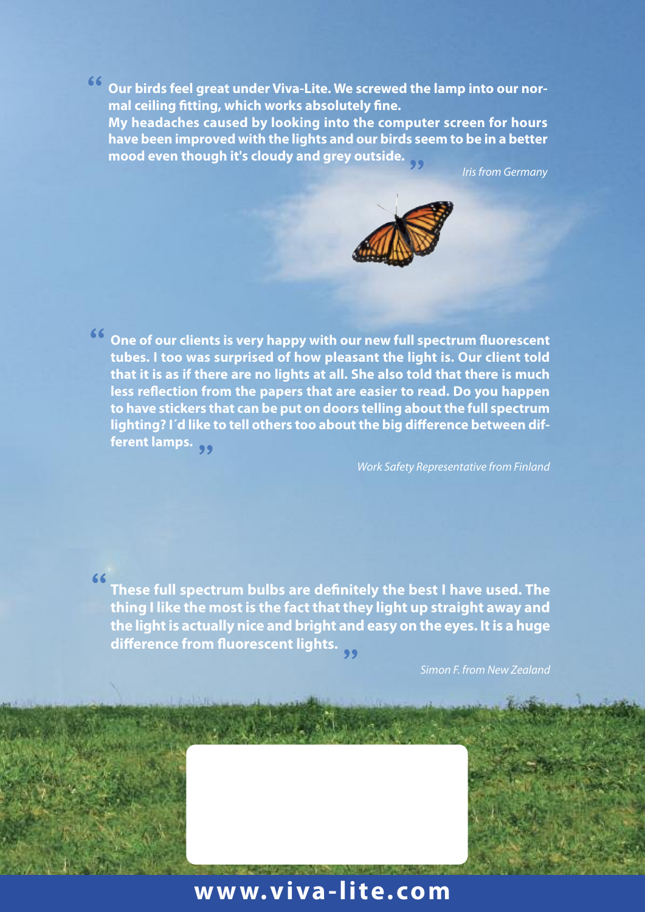**"Our birds feel great under Viva-Lite. We screwed the lamp into our normal ceiling fitting, which works absolutely fine.
My headaches caused by looking into the computer screen for hours have been improved with the lights and our birds seem to be in a better mood even though it's cloudy and grey outside."**

*Iris from Germany*

**"One of our clients is very happy with our new full spectrum fluorescent tubes. I too was surprised of how pleasant the light is. Our client told that it is as if there are no lights at all. She also told that there is much less reflection from the papers that are easier to read. Do you happen to have stickers that can be put on doors telling about the full spectrum lighting? I´d like to tell others too about the big difference between different lamps."**

*Work Safety Representative from Finland*

**"These full spectrum bulbs are definitely the best I have used. The thing I like the most is the fact that they light up straight away and the light is actually nice and bright and easy on the eyes. It is a huge difference from fluorescent lights."**

*Simon F. from New Zealand*

**www.viva-lite.com**